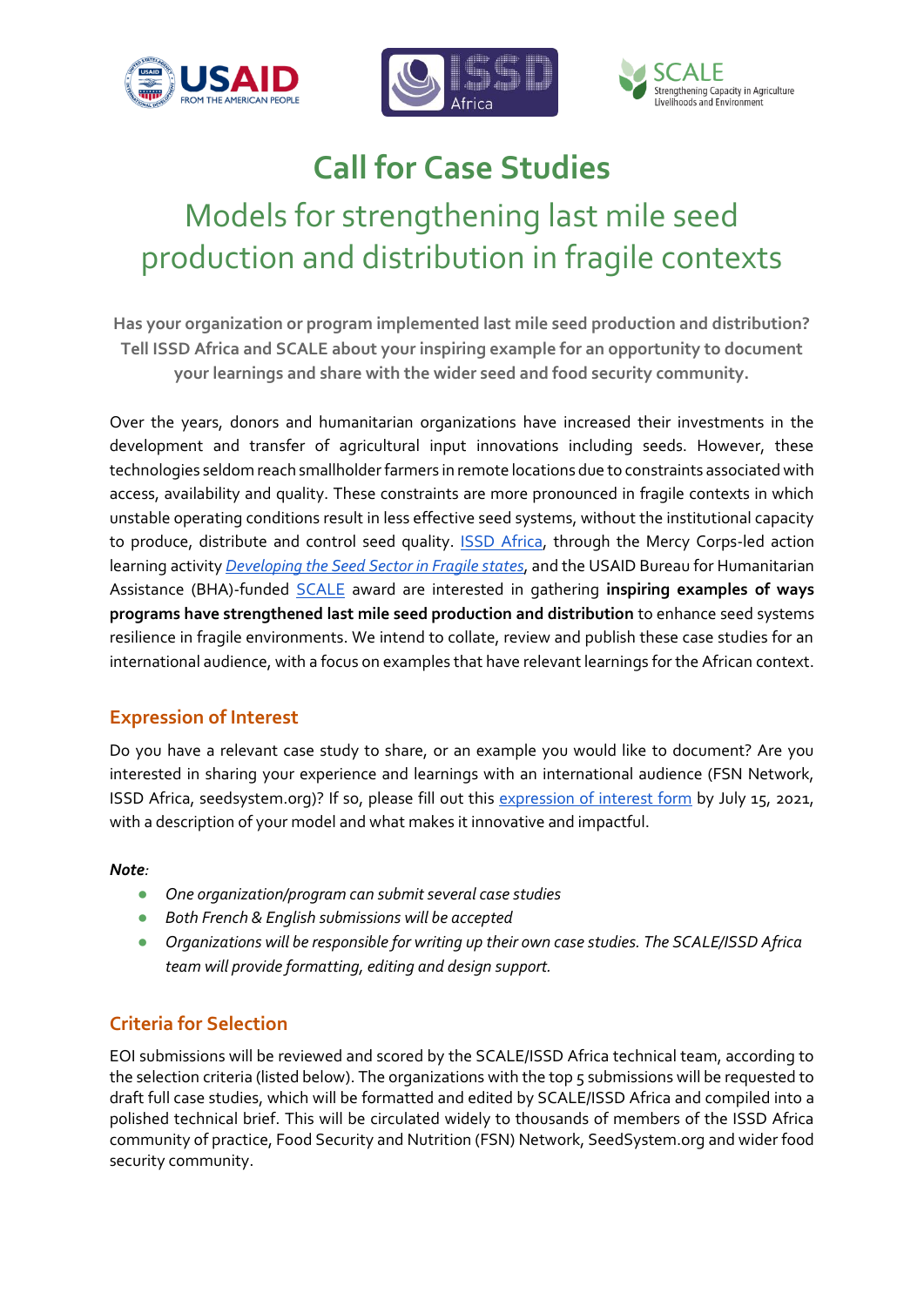# Call for Case Studies

## Models for strengthening last mile seed production and distribution in fragile contexts

**Has your organization or program implemented last mile seed production and distribution? Tell ISSD Africa and SCALE about your inspiring example for an opportunity to document your learnings and share with the wider seed and food security community.**

Over the years, donors and humanitarian organizations have increased their investments in the development and transfer of agricultural input innovations including seeds. However, these technologies seldom reach smallholder farmers in remote locations due to constraints associated with access, availability and quality. These constraints are more pronounced in fragile contexts in which unstable operating conditions result in less effective seed systems, without the institutional capacity to produce, distribute and control seed quality. ISSD Africa, through the Mercy Corps-led action learning activity *Developing the Seed Sector in Fragile states*, and the USAID Bureau for Humanitarian Assistance (BHA)-funded SCALE award are interested in gathering **inspiring examples of ways programs have strengthened last mile seed production and distribution** to enhance seed systems resilience in fragile environments. We intend to collate, review and publish these case studies for an international audience, with a focus on examples that have relevant learnings for the African context.

### Expression of Interest

Do you have a relevant case study to share, or an example you would like to document? Are you interested in sharing your experience and learnings with an international audience (FSN Network, ISSD Africa, seedsystem.org)? If so, please fill out this expression of interest form by July 15, 2021, with a description of your model and what makes it innovative and impactful.

***Note***:

- *One organization/program can submit several case studies*
- *Both French & English submissions will be accepted*
- *Organizations will be responsible for writing up their own case studies. The SCALE/ISSD Africa team will provide formatting, editing and design support.*

### Criteria for Selection

EOI submissions will be reviewed and scored by the SCALE/ISSD Africa technical team, according to the selection criteria (listed below). The organizations with the top 5 submissions will be requested to draft full case studies, which will be formatted and edited by SCALE/ISSD Africa and compiled into a polished technical brief. This will be circulated widely to thousands of members of the ISSD Africa community of practice, Food Security and Nutrition (FSN) Network, SeedSystem.org and wider food security community.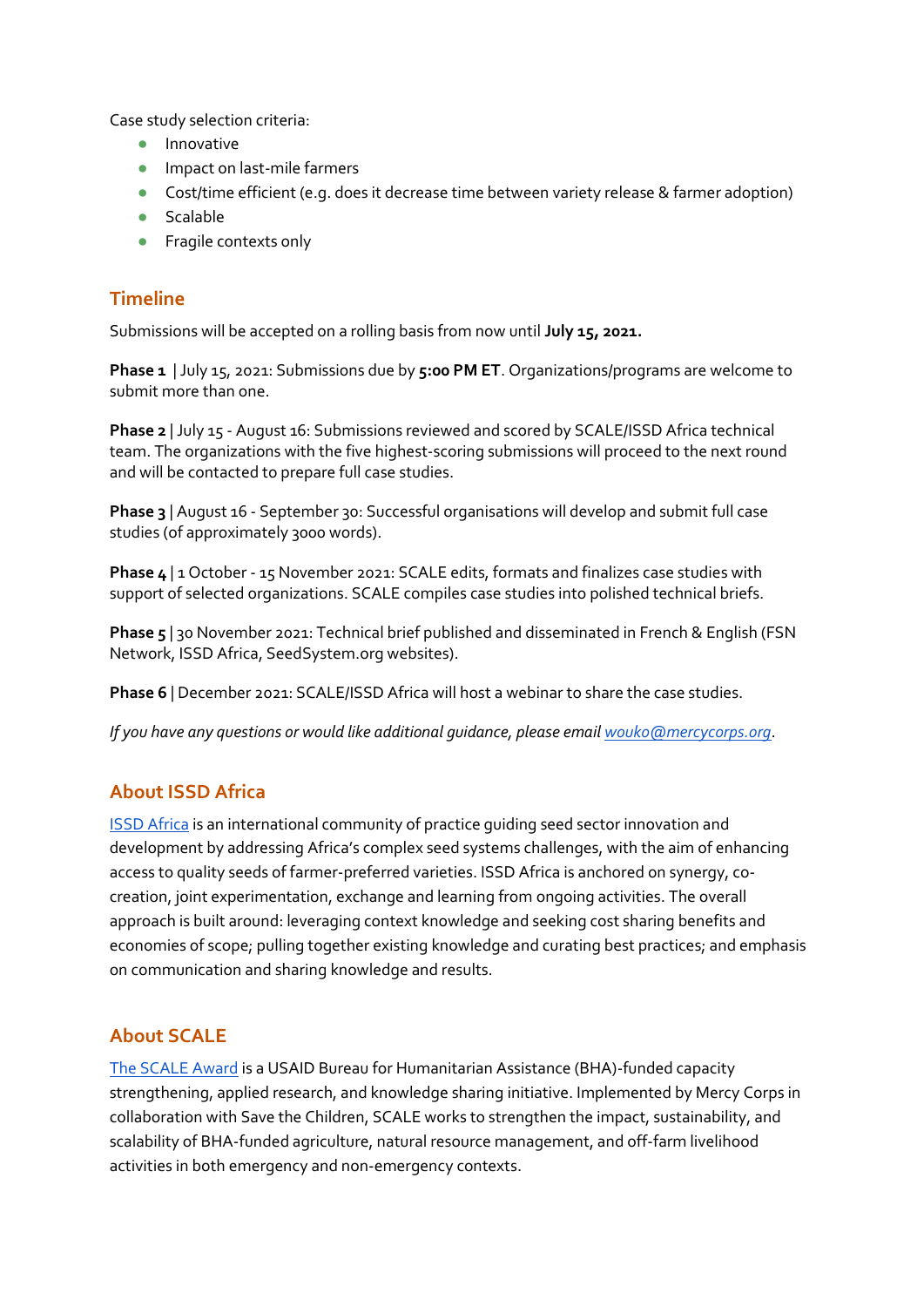Case study selection criteria:

- Innovative
- Impact on last-mile farmers
- Cost/time efficient (e.g. does it decrease time between variety release & farmer adoption)
- Scalable
- Fragile contexts only

## Timeline

Submissions will be accepted on a rolling basis from now until **July 15, 2021.**

**Phase 1** | July 15, 2021: Submissions due by **5:00 PM ET**. Organizations/programs are welcome to submit more than one.

**Phase 2** | July 15 - August 16: Submissions reviewed and scored by SCALE/ISSD Africa technical team. The organizations with the five highest-scoring submissions will proceed to the next round and will be contacted to prepare full case studies.

**Phase 3** | August 16 - September 30: Successful organisations will develop and submit full case studies (of approximately 3000 words).

**Phase 4** | 1 October - 15 November 2021: SCALE edits, formats and finalizes case studies with support of selected organizations. SCALE compiles case studies into polished technical briefs.

**Phase 5** | 30 November 2021: Technical brief published and disseminated in French & English (FSN Network, ISSD Africa, SeedSystem.org websites).

**Phase 6** | December 2021: SCALE/ISSD Africa will host a webinar to share the case studies.

*If you have any questions or would like additional guidance, please email wouko@mercycorps.org.*

## About ISSD Africa

ISSD Africa is an international community of practice guiding seed sector innovation and development by addressing Africa's complex seed systems challenges, with the aim of enhancing access to quality seeds of farmer-preferred varieties. ISSD Africa is anchored on synergy, co-creation, joint experimentation, exchange and learning from ongoing activities. The overall approach is built around: leveraging context knowledge and seeking cost sharing benefits and economies of scope; pulling together existing knowledge and curating best practices; and emphasis on communication and sharing knowledge and results.

## About SCALE

The SCALE Award is a USAID Bureau for Humanitarian Assistance (BHA)-funded capacity strengthening, applied research, and knowledge sharing initiative. Implemented by Mercy Corps in collaboration with Save the Children, SCALE works to strengthen the impact, sustainability, and scalability of BHA-funded agriculture, natural resource management, and off-farm livelihood activities in both emergency and non-emergency contexts.